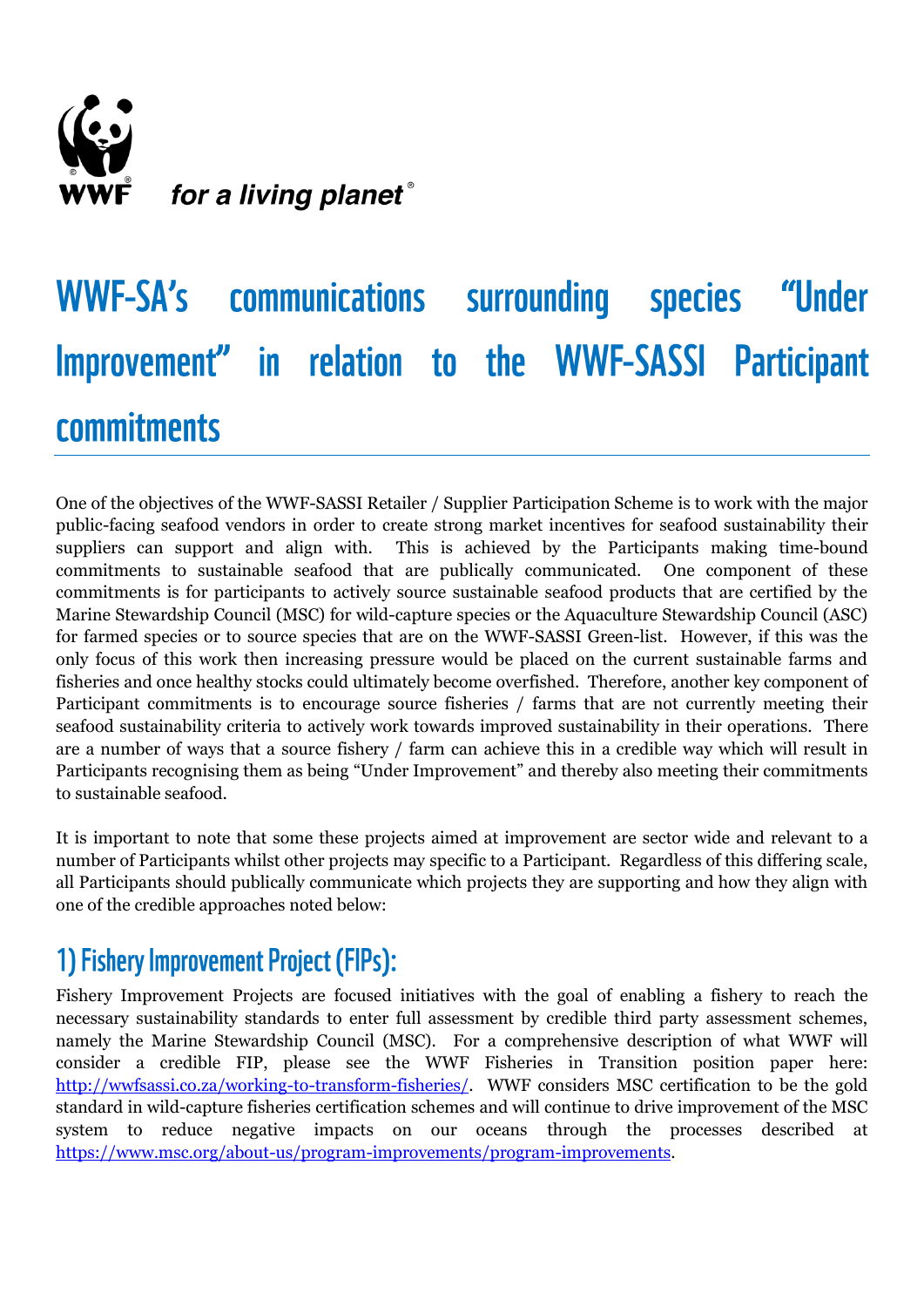WWF

*for a living planet*®

# WWF-SA's communications surrounding species "Under Improvement" in relation to the WWF-SASSI Participant commitments

One of the objectives of the WWF-SASSI Retailer / Supplier Participation Scheme is to work with the major public-facing seafood vendors in order to create strong market incentives for seafood sustainability their suppliers can support and align with. This is achieved by the Participants making time-bound commitments to sustainable seafood that are publically communicated. One component of these commitments is for participants to actively source sustainable seafood products that are certified by the Marine Stewardship Council (MSC) for wild-capture species or the Aquaculture Stewardship Council (ASC) for farmed species or to source species that are on the WWF-SASSI Green-list. However, if this was the only focus of this work then increasing pressure would be placed on the current sustainable farms and fisheries and once healthy stocks could ultimately become overfished. Therefore, another key component of Participant commitments is to encourage source fisheries / farms that are not currently meeting their seafood sustainability criteria to actively work towards improved sustainability in their operations. There are a number of ways that a source fishery / farm can achieve this in a credible way which will result in Participants recognising them as being "Under Improvement" and thereby also meeting their commitments to sustainable seafood.

It is important to note that some these projects aimed at improvement are sector wide and relevant to a number of Participants whilst other projects may specific to a Participant. Regardless of this differing scale, all Participants should publically communicate which projects they are supporting and how they align with one of the credible approaches noted below:

## 1) Fishery Improvement Project (FIPs):

Fishery Improvement Projects are focused initiatives with the goal of enabling a fishery to reach the necessary sustainability standards to enter full assessment by credible third party assessment schemes, namely the Marine Stewardship Council (MSC). For a comprehensive description of what WWF will consider a credible FIP, please see the WWF Fisheries in Transition position paper here: http://wwfsassi.co.za/working-to-transform-fisheries/. WWF considers MSC certification to be the gold standard in wild-capture fisheries certification schemes and will continue to drive improvement of the MSC system to reduce negative impacts on our oceans through the processes described at https://www.msc.org/about-us/program-improvements/program-improvements.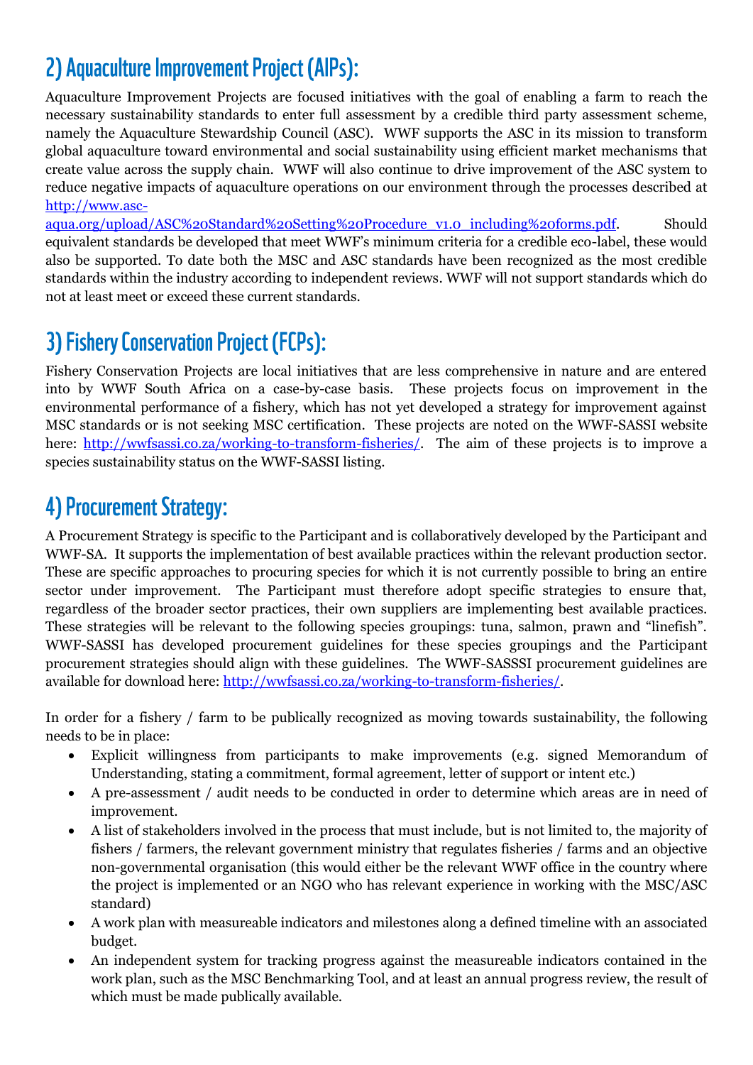## 2) Aquaculture Improvement Project (AIPs):

Aquaculture Improvement Projects are focused initiatives with the goal of enabling a farm to reach the necessary sustainability standards to enter full assessment by a credible third party assessment scheme, namely the Aquaculture Stewardship Council (ASC). WWF supports the ASC in its mission to transform global aquaculture toward environmental and social sustainability using efficient market mechanisms that create value across the supply chain. WWF will also continue to drive improvement of the ASC system to reduce negative impacts of aquaculture operations on our environment through the processes described at [http://www.asc-aqua.org/upload/ASC%20Standard%20Setting%20Procedure_v1.0_including%20forms.pdf](http://www.asc-aqua.org/upload/ASC%20Standard%20Setting%20Procedure_v1.0_including%20forms.pdf). Should equivalent standards be developed that meet WWF's minimum criteria for a credible eco-label, these would also be supported. To date both the MSC and ASC standards have been recognized as the most credible standards within the industry according to independent reviews. WWF will not support standards which do not at least meet or exceed these current standards.

## 3) Fishery Conservation Project (FCPs):

Fishery Conservation Projects are local initiatives that are less comprehensive in nature and are entered into by WWF South Africa on a case-by-case basis. These projects focus on improvement in the environmental performance of a fishery, which has not yet developed a strategy for improvement against MSC standards or is not seeking MSC certification. These projects are noted on the WWF-SASSI website here: [http://wwfsassi.co.za/working-to-transform-fisheries/](http://wwfsassi.co.za/working-to-transform-fisheries/). The aim of these projects is to improve a species sustainability status on the WWF-SASSI listing.

## 4) Procurement Strategy:

A Procurement Strategy is specific to the Participant and is collaboratively developed by the Participant and WWF-SA. It supports the implementation of best available practices within the relevant production sector. These are specific approaches to procuring species for which it is not currently possible to bring an entire sector under improvement. The Participant must therefore adopt specific strategies to ensure that, regardless of the broader sector practices, their own suppliers are implementing best available practices. These strategies will be relevant to the following species groupings: tuna, salmon, prawn and "linefish". WWF-SASSI has developed procurement guidelines for these species groupings and the Participant procurement strategies should align with these guidelines. The WWF-SASSSI procurement guidelines are available for download here: [http://wwfsassi.co.za/working-to-transform-fisheries/](http://wwfsassi.co.za/working-to-transform-fisheries/).

In order for a fishery / farm to be publically recognized as moving towards sustainability, the following needs to be in place:

- Explicit willingness from participants to make improvements (e.g. signed Memorandum of Understanding, stating a commitment, formal agreement, letter of support or intent etc.)
- A pre-assessment / audit needs to be conducted in order to determine which areas are in need of improvement.
- A list of stakeholders involved in the process that must include, but is not limited to, the majority of fishers / farmers, the relevant government ministry that regulates fisheries / farms and an objective non-governmental organisation (this would either be the relevant WWF office in the country where the project is implemented or an NGO who has relevant experience in working with the MSC/ASC standard)
- A work plan with measureable indicators and milestones along a defined timeline with an associated budget.
- An independent system for tracking progress against the measureable indicators contained in the work plan, such as the MSC Benchmarking Tool, and at least an annual progress review, the result of which must be made publically available.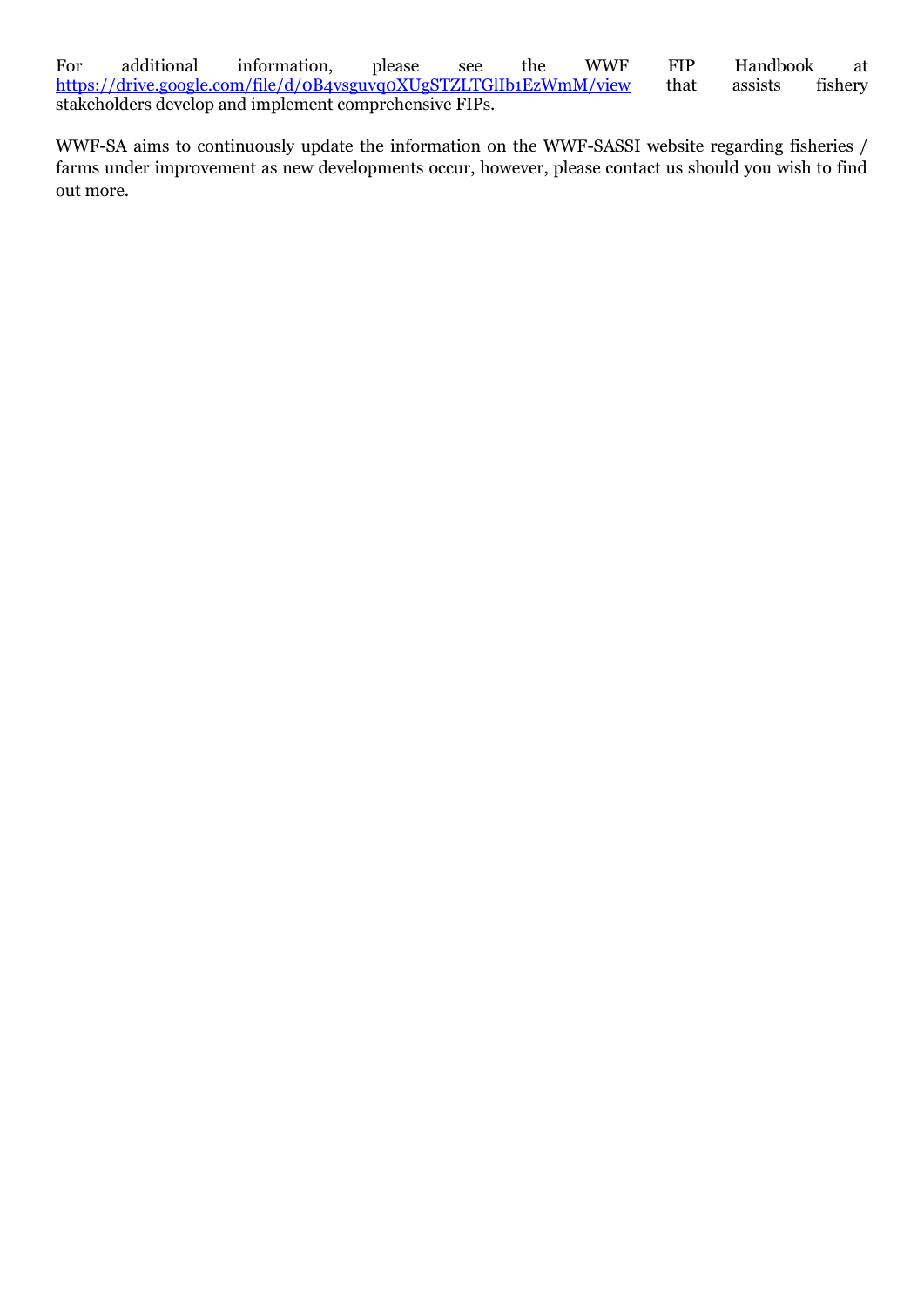For additional information, please see the WWF FIP Handbook at https://drive.google.com/file/d/0B4vsguvq0XUgSTZLTGlIb1EzWmM/view that assists fishery stakeholders develop and implement comprehensive FIPs.

WWF-SA aims to continuously update the information on the WWF-SASSI website regarding fisheries / farms under improvement as new developments occur, however, please contact us should you wish to find out more.